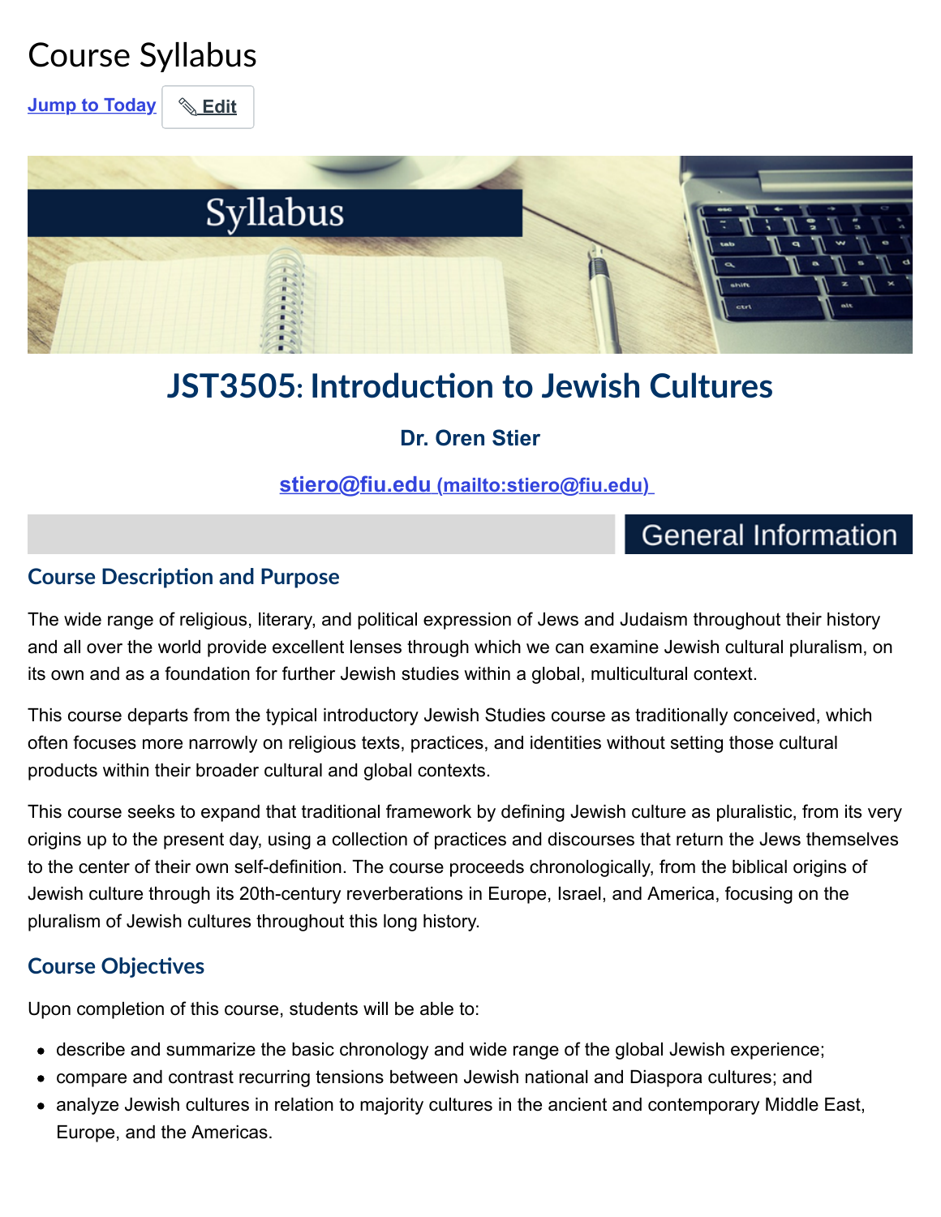# Course Syllabus

Jump to Today | Edit

Syllabus

## JST3505: Introduction to Jewish Cultures

**Dr. Oren Stier**

stiero@fiu.edu (mailto:stiero@fiu.edu)

## General Information

### Course Description and Purpose

The wide range of religious, literary, and political expression of Jews and Judaism throughout their history and all over the world provide excellent lenses through which we can examine Jewish cultural pluralism, on its own and as a foundation for further Jewish studies within a global, multicultural context.

This course departs from the typical introductory Jewish Studies course as traditionally conceived, which often focuses more narrowly on religious texts, practices, and identities without setting those cultural products within their broader cultural and global contexts.

This course seeks to expand that traditional framework by defining Jewish culture as pluralistic, from its very origins up to the present day, using a collection of practices and discourses that return the Jews themselves to the center of their own self-definition. The course proceeds chronologically, from the biblical origins of Jewish culture through its 20th-century reverberations in Europe, Israel, and America, focusing on the pluralism of Jewish cultures throughout this long history.

### Course Objectives

Upon completion of this course, students will be able to:

- describe and summarize the basic chronology and wide range of the global Jewish experience;
- compare and contrast recurring tensions between Jewish national and Diaspora cultures; and
- analyze Jewish cultures in relation to majority cultures in the ancient and contemporary Middle East, Europe, and the Americas.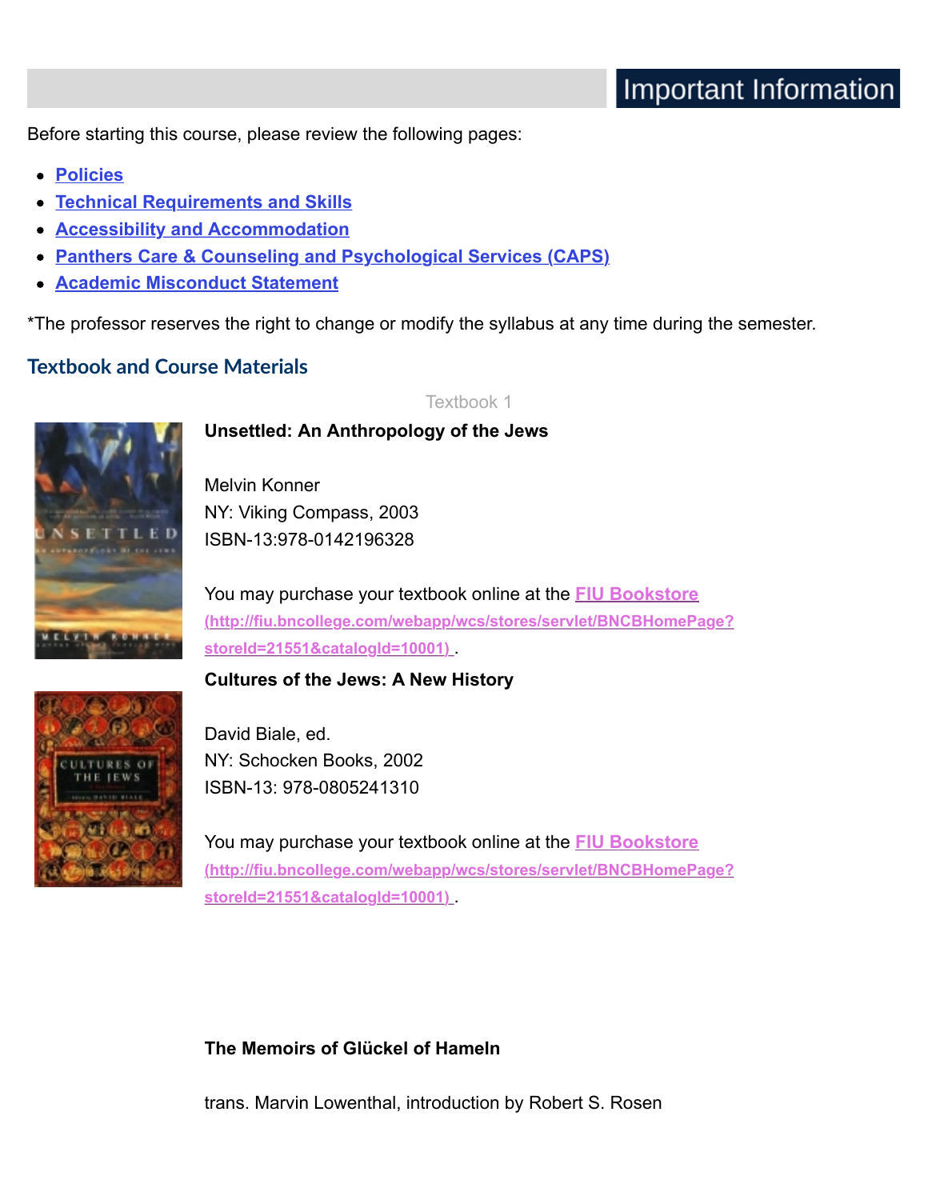# Important Information

Before starting this course, please review the following pages:

- Policies
- Technical Requirements and Skills
- Accessibility and Accommodation
- Panthers Care & Counseling and Psychological Services (CAPS)
- Academic Misconduct Statement

*The professor reserves the right to change or modify the syllabus at any time during the semester.

## Textbook and Course Materials

Textbook 1

**Unsettled: An Anthropology of the Jews**

Melvin Konner
NY: Viking Compass, 2003
ISBN-13:978-0142196328

You may purchase your textbook online at the FIU Bookstore (http://fiu.bncollege.com/webapp/wcs/stores/servlet/BNCBHomePage?storeId=21551&catalogId=10001) .

**Cultures of the Jews: A New History**

David Biale, ed.
NY: Schocken Books, 2002
ISBN-13: 978-0805241310

You may purchase your textbook online at the FIU Bookstore (http://fiu.bncollege.com/webapp/wcs/stores/servlet/BNCBHomePage?storeId=21551&catalogId=10001) .

**The Memoirs of Glückel of Hameln**

trans. Marvin Lowenthal, introduction by Robert S. Rosen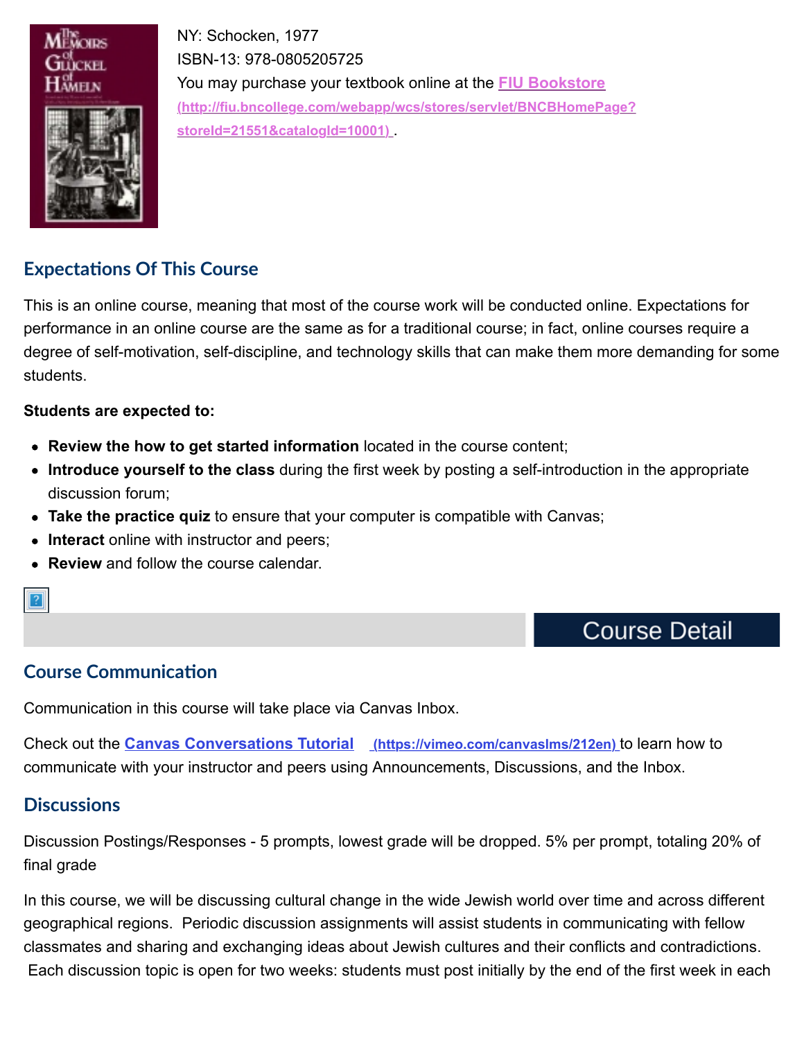NY: Schocken, 1977
ISBN-13: 978-0805205725
You may purchase your textbook online at the **FIU Bookstore (http://fiu.bncollege.com/webapp/wcs/stores/servlet/BNCBHomePage?storeId=21551&catalogId=10001)** .

## Expectations Of This Course

This is an online course, meaning that most of the course work will be conducted online. Expectations for performance in an online course are the same as for a traditional course; in fact, online courses require a degree of self-motivation, self-discipline, and technology skills that can make them more demanding for some students.

**Students are expected to:**

- **Review the how to get started information** located in the course content;
- **Introduce yourself to the class** during the first week by posting a self-introduction in the appropriate discussion forum;
- **Take the practice quiz** to ensure that your computer is compatible with Canvas;
- **Interact** online with instructor and peers;
- **Review** and follow the course calendar.

# Course Detail

## Course Communication

Communication in this course will take place via Canvas Inbox.

Check out the **Canvas Conversations Tutorial (https://vimeo.com/canvaslms/212en)** to learn how to communicate with your instructor and peers using Announcements, Discussions, and the Inbox.

## Discussions

Discussion Postings/Responses - 5 prompts, lowest grade will be dropped. 5% per prompt, totaling 20% of final grade

In this course, we will be discussing cultural change in the wide Jewish world over time and across different geographical regions. Periodic discussion assignments will assist students in communicating with fellow classmates and sharing and exchanging ideas about Jewish cultures and their conflicts and contradictions. Each discussion topic is open for two weeks: students must post initially by the end of the first week in each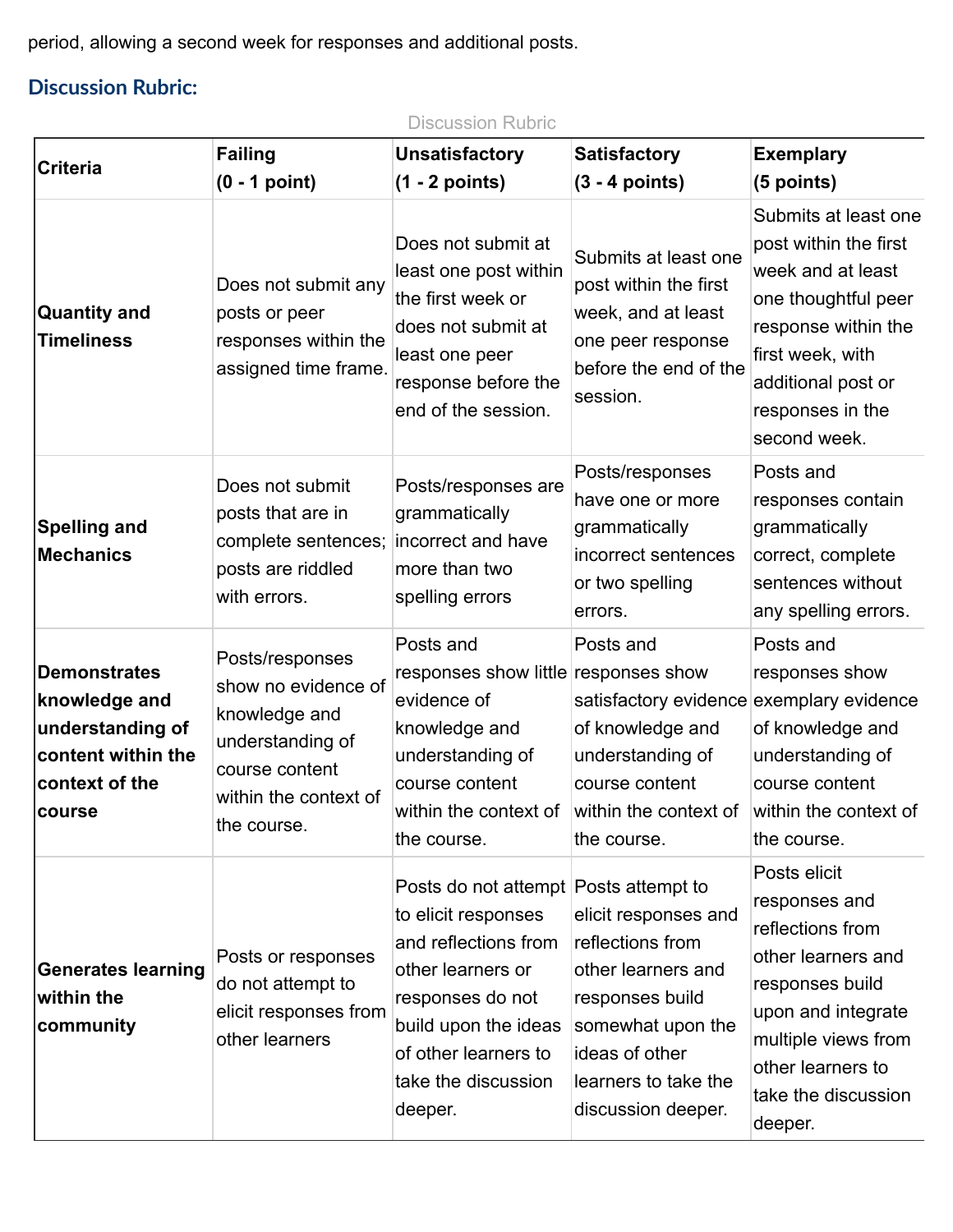period, allowing a second week for responses and additional posts.

## Discussion Rubric:

Discussion Rubric

| Criteria | Failing (0 - 1 point) | Unsatisfactory (1 - 2 points) | Satisfactory (3 - 4 points) | Exemplary (5 points) |
|---|---|---|---|---|
| **Quantity and Timeliness** | Does not submit any posts or peer responses within the assigned time frame. | Does not submit at least one post within the first week or does not submit at least one peer response before the end of the session. | Submits at least one post within the first week, and at least one peer response before the end of the session. | Submits at least one post within the first week and at least one thoughtful peer response within the first week, with additional post or responses in the second week. |
| **Spelling and Mechanics** | Does not submit posts that are in complete sentences; posts are riddled with errors. | Posts/responses are grammatically incorrect and have more than two spelling errors | Posts/responses have one or more grammatically incorrect sentences or two spelling errors. | Posts and responses contain grammatically correct, complete sentences without any spelling errors. |
| **Demonstrates knowledge and understanding of content within the context of the course** | Posts/responses show no evidence of knowledge and understanding of course content within the context of the course. | Posts and responses show little evidence of knowledge and understanding of course content within the context of the course. | Posts and responses show satisfactory evidence of knowledge and understanding of course content within the context of the course. | Posts and responses show exemplary evidence of knowledge and understanding of course content within the context of the course. |
| **Generates learning within the community** | Posts or responses do not attempt to elicit responses from other learners | Posts do not attempt to elicit responses and reflections from other learners or responses do not build upon the ideas of other learners to take the discussion deeper. | Posts attempt to elicit responses and reflections from other learners and responses build somewhat upon the ideas of other learners to take the discussion deeper. | Posts elicit responses and reflections from other learners and responses build upon and integrate multiple views from other learners to take the discussion deeper. |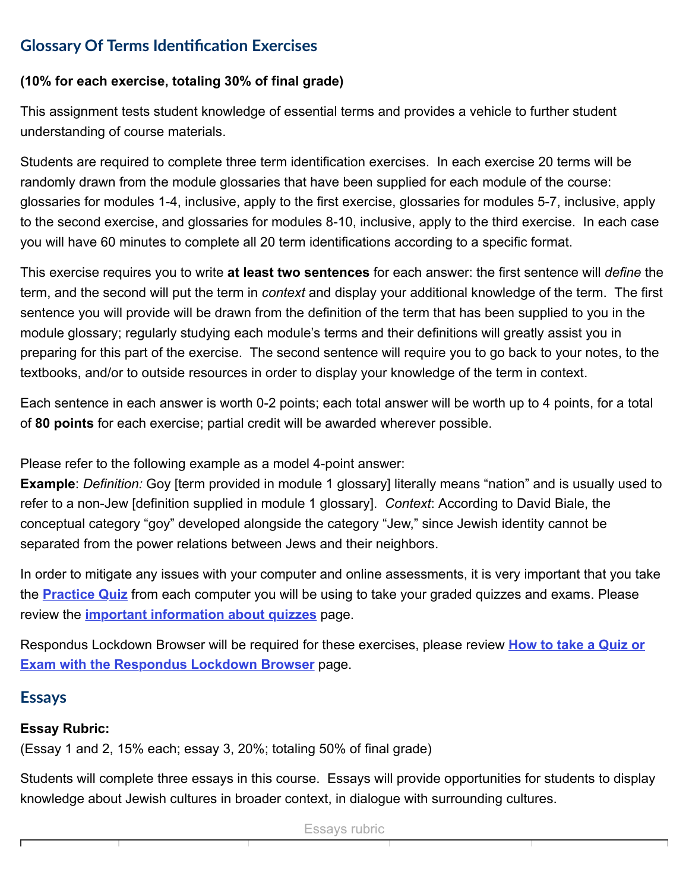## Glossary Of Terms Identification Exercises

**(10% for each exercise, totaling 30% of final grade)**

This assignment tests student knowledge of essential terms and provides a vehicle to further student understanding of course materials.

Students are required to complete three term identification exercises. In each exercise 20 terms will be randomly drawn from the module glossaries that have been supplied for each module of the course: glossaries for modules 1-4, inclusive, apply to the first exercise, glossaries for modules 5-7, inclusive, apply to the second exercise, and glossaries for modules 8-10, inclusive, apply to the third exercise. In each case you will have 60 minutes to complete all 20 term identifications according to a specific format.

This exercise requires you to write **at least two sentences** for each answer: the first sentence will *define* the term, and the second will put the term in *context* and display your additional knowledge of the term. The first sentence you will provide will be drawn from the definition of the term that has been supplied to you in the module glossary; regularly studying each module's terms and their definitions will greatly assist you in preparing for this part of the exercise. The second sentence will require you to go back to your notes, to the textbooks, and/or to outside resources in order to display your knowledge of the term in context.

Each sentence in each answer is worth 0-2 points; each total answer will be worth up to 4 points, for a total of **80 points** for each exercise; partial credit will be awarded wherever possible.

Please refer to the following example as a model 4-point answer:
**Example**: *Definition:* Goy [term provided in module 1 glossary] literally means "nation" and is usually used to refer to a non-Jew [definition supplied in module 1 glossary]. *Context*: According to David Biale, the conceptual category "goy" developed alongside the category "Jew," since Jewish identity cannot be separated from the power relations between Jews and their neighbors.

In order to mitigate any issues with your computer and online assessments, it is very important that you take the **Practice Quiz** from each computer you will be using to take your graded quizzes and exams. Please review the **important information about quizzes** page.

Respondus Lockdown Browser will be required for these exercises, please review **How to take a Quiz or Exam with the Respondus Lockdown Browser** page.

## Essays

**Essay Rubric:**
(Essay 1 and 2, 15% each; essay 3, 20%; totaling 50% of final grade)

Students will complete three essays in this course. Essays will provide opportunities for students to display knowledge about Jewish cultures in broader context, in dialogue with surrounding cultures.

Essays rubric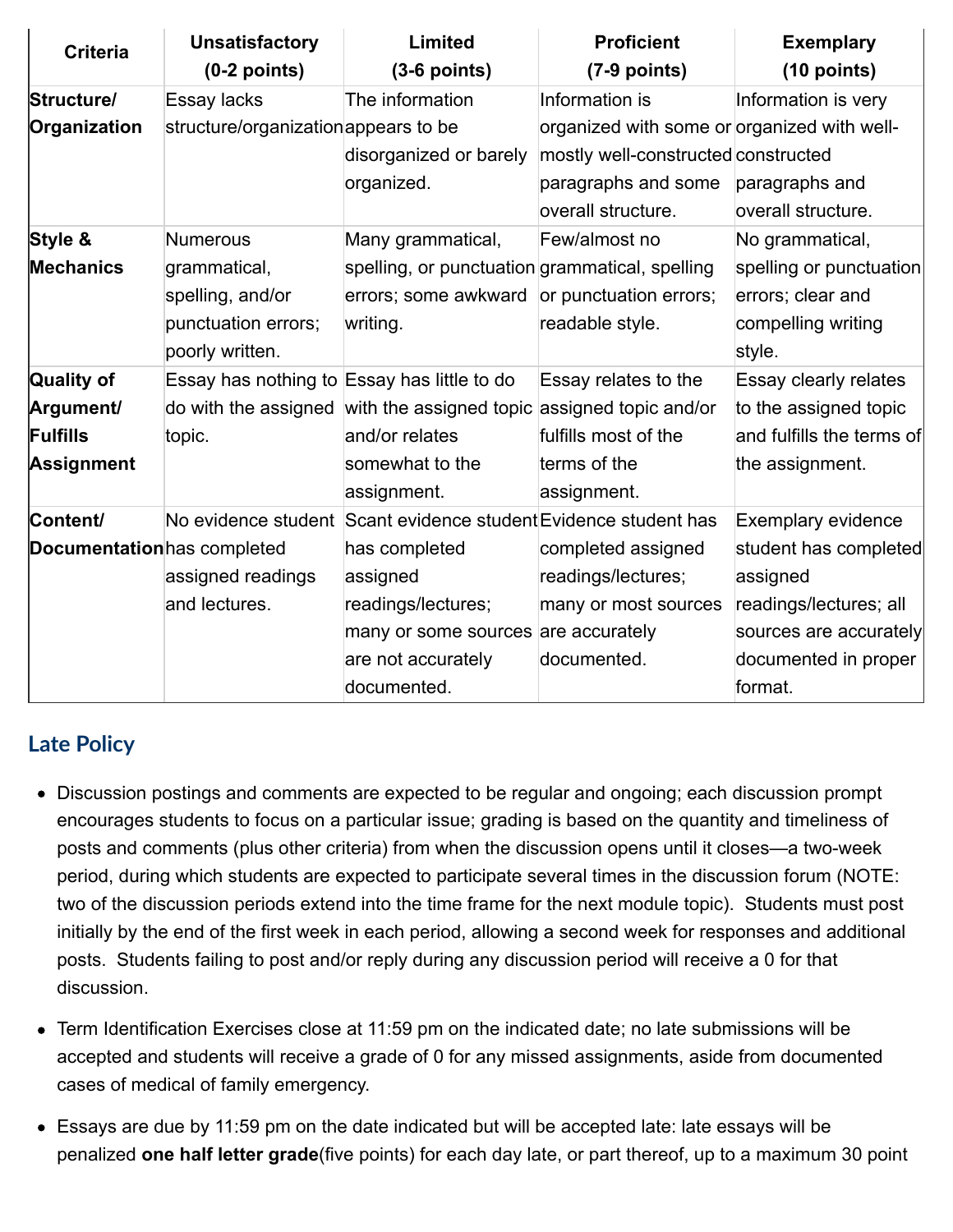| Criteria | Unsatisfactory (0-2 points) | Limited (3-6 points) | Proficient (7-9 points) | Exemplary (10 points) |
| --- | --- | --- | --- | --- |
| **Structure/ Organization** | Essay lacks structure/organization | The information appears to be disorganized or barely organized. | Information is organized with some or mostly well-constructed paragraphs and some overall structure. | Information is very organized with well-constructed paragraphs and overall structure. |
| **Style & Mechanics** | Numerous grammatical, spelling, and/or punctuation errors; poorly written. | Many grammatical, spelling, or punctuation errors; some awkward writing. | Few/almost no grammatical, spelling or punctuation errors; readable style. | No grammatical, spelling or punctuation errors; clear and compelling writing style. |
| **Quality of Argument/ Fulfills Assignment** | Essay has nothing to do with the assigned topic. | Essay has little to do with the assigned topic and/or relates somewhat to the assignment. | Essay relates to the assigned topic and/or fulfills most of the terms of the assignment. | Essay clearly relates to the assigned topic and fulfills the terms of the assignment. |
| **Content/ Documentation** | No evidence student has completed assigned readings and lectures. | Scant evidence student has completed assigned readings/lectures; many or some sources are not accurately documented. | Evidence student has completed assigned readings/lectures; many or most sources are accurately documented. | Exemplary evidence student has completed assigned readings/lectures; all sources are accurately documented in proper format. |

## Late Policy

- Discussion postings and comments are expected to be regular and ongoing; each discussion prompt encourages students to focus on a particular issue; grading is based on the quantity and timeliness of posts and comments (plus other criteria) from when the discussion opens until it closes—a two-week period, during which students are expected to participate several times in the discussion forum (NOTE: two of the discussion periods extend into the time frame for the next module topic). Students must post initially by the end of the first week in each period, allowing a second week for responses and additional posts. Students failing to post and/or reply during any discussion period will receive a 0 for that discussion.
- Term Identification Exercises close at 11:59 pm on the indicated date; no late submissions will be accepted and students will receive a grade of 0 for any missed assignments, aside from documented cases of medical of family emergency.
- Essays are due by 11:59 pm on the date indicated but will be accepted late: late essays will be penalized **one half letter grade**(five points) for each day late, or part thereof, up to a maximum 30 point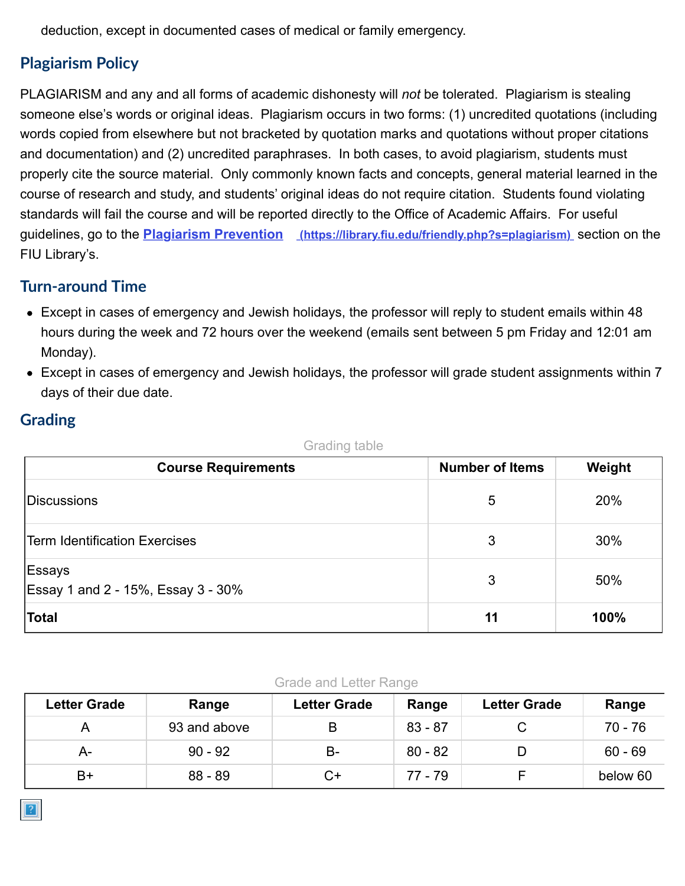deduction, except in documented cases of medical or family emergency.

## Plagiarism Policy

PLAGIARISM and any and all forms of academic dishonesty will *not* be tolerated. Plagiarism is stealing someone else's words or original ideas. Plagiarism occurs in two forms: (1) uncredited quotations (including words copied from elsewhere but not bracketed by quotation marks and quotations without proper citations and documentation) and (2) uncredited paraphrases. In both cases, to avoid plagiarism, students must properly cite the source material. Only commonly known facts and concepts, general material learned in the course of research and study, and students' original ideas do not require citation. Students found violating standards will fail the course and will be reported directly to the Office of Academic Affairs. For useful guidelines, go to the **Plagiarism Prevention** (https://library.fiu.edu/friendly.php?s=plagiarism) section on the FIU Library's.

## Turn-around Time

- Except in cases of emergency and Jewish holidays, the professor will reply to student emails within 48 hours during the week and 72 hours over the weekend (emails sent between 5 pm Friday and 12:01 am Monday).
- Except in cases of emergency and Jewish holidays, the professor will grade student assignments within 7 days of their due date.

## Grading

Grading table

| Course Requirements | Number of Items | Weight |
|---|---|---|
| Discussions | 5 | 20% |
| Term Identification Exercises | 3 | 30% |
| Essays<br>Essay 1 and 2 - 15%, Essay 3 - 30% | 3 | 50% |
| **Total** | **11** | **100%** |

Grade and Letter Range

| Letter Grade | Range | Letter Grade | Range | Letter Grade | Range |
|---|---|---|---|---|---|
| A | 93 and above | B | 83 - 87 | C | 70 - 76 |
| A- | 90 - 92 | B- | 80 - 82 | D | 60 - 69 |
| B+ | 88 - 89 | C+ | 77 - 79 | F | below 60 |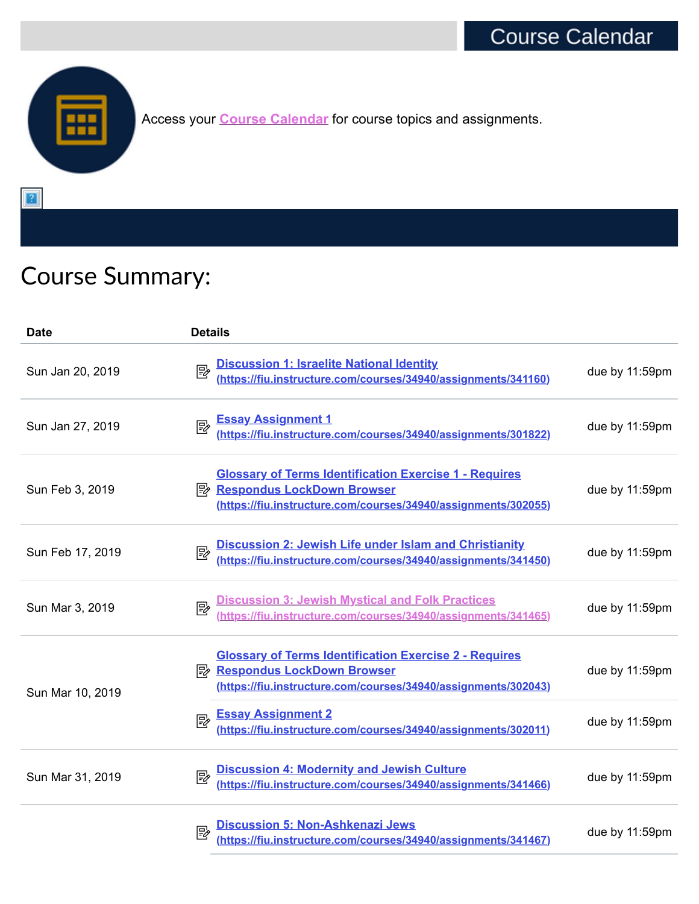## Course Calendar

Access your Course Calendar for course topics and assignments.

# Course Summary:

| Date | Details | |
|---|---|---|
| Sun Jan 20, 2019 | Discussion 1: Israelite National Identity (https://fiu.instructure.com/courses/34940/assignments/341160) | due by 11:59pm |
| Sun Jan 27, 2019 | Essay Assignment 1 (https://fiu.instructure.com/courses/34940/assignments/301822) | due by 11:59pm |
| Sun Feb 3, 2019 | Glossary of Terms Identification Exercise 1 - Requires Respondus LockDown Browser (https://fiu.instructure.com/courses/34940/assignments/302055) | due by 11:59pm |
| Sun Feb 17, 2019 | Discussion 2: Jewish Life under Islam and Christianity (https://fiu.instructure.com/courses/34940/assignments/341450) | due by 11:59pm |
| Sun Mar 3, 2019 | Discussion 3: Jewish Mystical and Folk Practices (https://fiu.instructure.com/courses/34940/assignments/341465) | due by 11:59pm |
| Sun Mar 10, 2019 | Glossary of Terms Identification Exercise 2 - Requires Respondus LockDown Browser (https://fiu.instructure.com/courses/34940/assignments/302043) | due by 11:59pm |
| | Essay Assignment 2 (https://fiu.instructure.com/courses/34940/assignments/302011) | due by 11:59pm |
| Sun Mar 31, 2019 | Discussion 4: Modernity and Jewish Culture (https://fiu.instructure.com/courses/34940/assignments/341466) | due by 11:59pm |
| | Discussion 5: Non-Ashkenazi Jews (https://fiu.instructure.com/courses/34940/assignments/341467) | due by 11:59pm |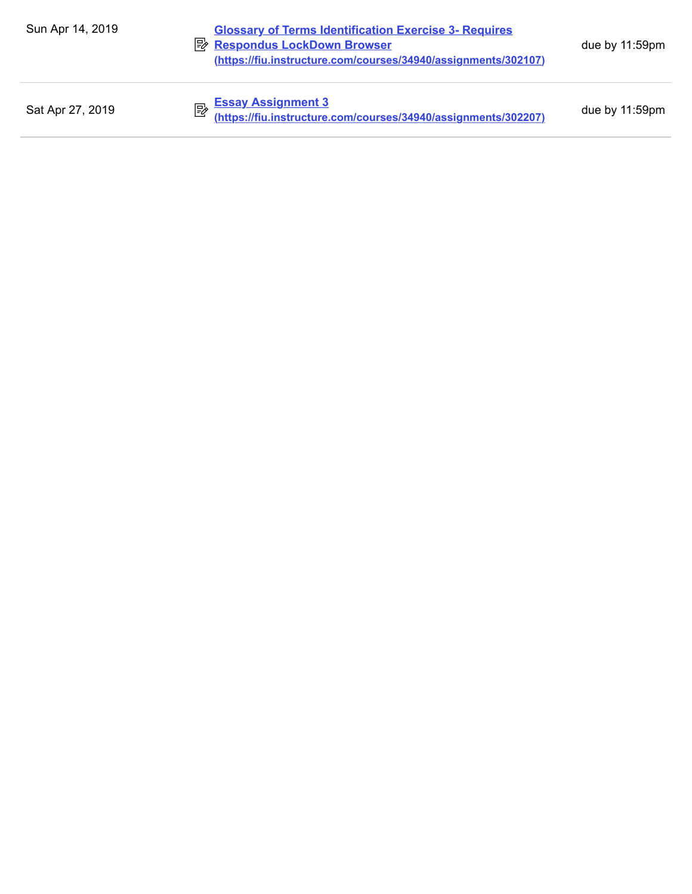| | | |
|---|---|---|
| Sun Apr 14, 2019 | **Glossary of Terms Identification Exercise 3- Requires Respondus LockDown Browser (https://fiu.instructure.com/courses/34940/assignments/302107)** | due by 11:59pm |
| Sat Apr 27, 2019 | **Essay Assignment 3 (https://fiu.instructure.com/courses/34940/assignments/302207)** | due by 11:59pm |